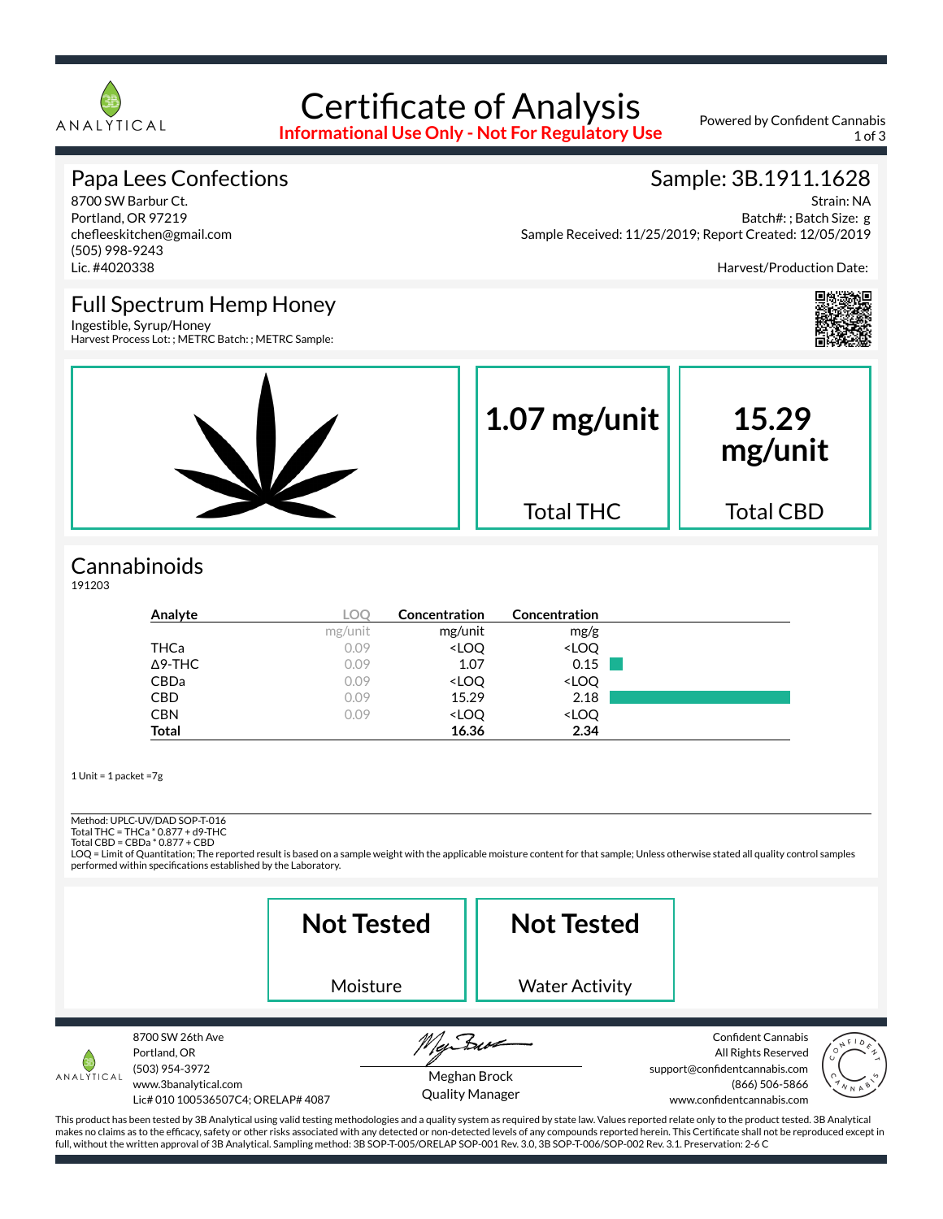# Certificate of Analysis

**Informational Use Only - Not For Regulatory Use**

Powered by Confident Cannabis

## Papa Lees Confections

8700 SW Barbur Ct.
Portland, OR 97219
chefleeskitchen@gmail.com
(505) 998-9243
Lic. #4020338

## Sample: 3B.1911.1628

Strain: NA
Batch#: ; Batch Size: g
Sample Received: 11/25/2019; Report Created: 12/05/2019

Harvest/Production Date:

## Full Spectrum Hemp Honey

Ingestible, Syrup/Honey
Harvest Process Lot: ; METRC Batch: ; METRC Sample:

**1.07 mg/unit**
Total THC

**15.29 mg/unit**
Total CBD

## Cannabinoids

191203

| Analyte | LOQ | Concentration | Concentration |
|---|---|---|---|
| | mg/unit | mg/unit | mg/g |
| THCa | 0.09 | <LOQ | <LOQ |
| Δ9-THC | 0.09 | 1.07 | 0.15 |
| CBDa | 0.09 | <LOQ | <LOQ |
| CBD | 0.09 | 15.29 | 2.18 |
| CBN | 0.09 | <LOQ | <LOQ |
| **Total** | | **16.36** | **2.34** |

1 Unit = 1 packet =7g

Method: UPLC-UV/DAD SOP-T-016
Total THC = THCa * 0.877 + d9-THC
Total CBD = CBDa * 0.877 + CBD
LOQ = Limit of Quantitation; The reported result is based on a sample weight with the applicable moisture content for that sample; Unless otherwise stated all quality control samples performed within specifications established by the Laboratory.

**Not Tested**
Moisture

**Not Tested**
Water Activity

ANALYTICAL
8700 SW 26th Ave
Portland, OR
(503) 954-3972
www.3banalytical.com
Lic# 010 100536507C4; ORELAP# 4087

Meghan Brock
Quality Manager

Confident Cannabis
All Rights Reserved
support@confidentcannabis.com
(866) 506-5866
www.confidentcannabis.com

This product has been tested by 3B Analytical using valid testing methodologies and a quality system as required by state law. Values reported relate only to the product tested. 3B Analytical makes no claims as to the efficacy, safety or other risks associated with any detected or non-detected levels of any compounds reported herein. This Certificate shall not be reproduced except in full, without the written approval of 3B Analytical. Sampling method: 3B SOP-T-005/ORELAP SOP-001 Rev. 3.0, 3B SOP-T-006/SOP-002 Rev. 3.1. Preservation: 2-6 C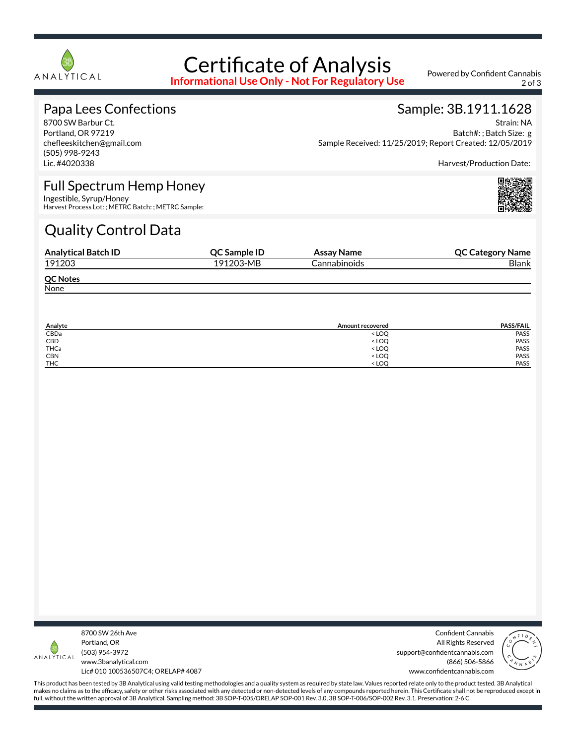# Certificate of Analysis

**Informational Use Only - Not For Regulatory Use**

Powered by Confident Cannabis

## Papa Lees Confections

8700 SW Barbur Ct.
Portland, OR 97219
chefleeskitchen@gmail.com
(505) 998-9243
Lic. #4020338

## Sample: 3B.1911.1628

Strain: NA
Batch#: ; Batch Size: g
Sample Received: 11/25/2019; Report Created: 12/05/2019

Harvest/Production Date:

## Full Spectrum Hemp Honey

Ingestible, Syrup/Honey
Harvest Process Lot: ; METRC Batch: ; METRC Sample:

## Quality Control Data

| Analytical Batch ID | QC Sample ID | Assay Name | QC Category Name |
|---|---|---|---|
| 191203 | 191203-MB | Cannabinoids | Blank |

**QC Notes**

None

| Analyte | Amount recovered | PASS/FAIL |
|---|---|---|
| CBDa | < LOQ | PASS |
| CBD | < LOQ | PASS |
| THCa | < LOQ | PASS |
| CBN | < LOQ | PASS |
| THC | < LOQ | PASS |

8700 SW 26th Ave
Portland, OR
(503) 954-3972
www.3banalytical.com
Lic# 010 100536507C4; ORELAP# 4087

Confident Cannabis
All Rights Reserved
support@confidentcannabis.com
(866) 506-5866
www.confidentcannabis.com

This product has been tested by 3B Analytical using valid testing methodologies and a quality system as required by state law. Values reported relate only to the product tested. 3B Analytical makes no claims as to the efficacy, safety or other risks associated with any detected or non-detected levels of any compounds reported herein. This Certificate shall not be reproduced except in full, without the written approval of 3B Analytical. Sampling method: 3B SOP-T-005/ORELAP SOP-001 Rev. 3.0, 3B SOP-T-006/SOP-002 Rev. 3.1. Preservation: 2-6 C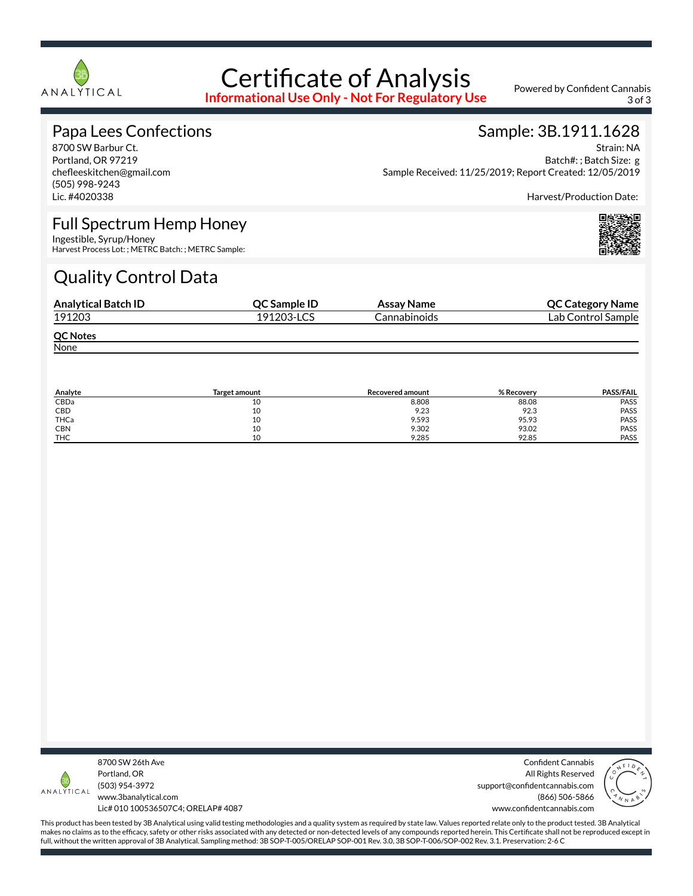# Certificate of Analysis

**Informational Use Only - Not For Regulatory Use**

Powered by Confident Cannabis

## Papa Lees Confections

8700 SW Barbur Ct.
Portland, OR 97219
chefleeskitchen@gmail.com
(505) 998-9243
Lic. #4020338

## Sample: 3B.1911.1628

Strain: NA
Batch#: ; Batch Size: g
Sample Received: 11/25/2019; Report Created: 12/05/2019

Harvest/Production Date:

## Full Spectrum Hemp Honey

Ingestible, Syrup/Honey
Harvest Process Lot: ; METRC Batch: ; METRC Sample:

# Quality Control Data

| Analytical Batch ID | QC Sample ID | Assay Name | QC Category Name |
|---|---|---|---|
| 191203 | 191203-LCS | Cannabinoids | Lab Control Sample |

**QC Notes**

None

| Analyte | Target amount | Recovered amount | % Recovery | PASS/FAIL |
|---|---|---|---|---|
| CBDa | 10 | 8.808 | 88.08 | PASS |
| CBD | 10 | 9.23 | 92.3 | PASS |
| THCa | 10 | 9.593 | 95.93 | PASS |
| CBN | 10 | 9.302 | 93.02 | PASS |
| THC | 10 | 9.285 | 92.85 | PASS |

8700 SW 26th Ave
Portland, OR
(503) 954-3972
www.3banalytical.com
Lic# 010 100536507C4; ORELAP# 4087

Confident Cannabis
All Rights Reserved
support@confidentcannabis.com
(866) 506-5866
www.confidentcannabis.com

This product has been tested by 3B Analytical using valid testing methodologies and a quality system as required by state law. Values reported relate only to the product tested. 3B Analytical makes no claims as to the efficacy, safety or other risks associated with any detected or non-detected levels of any compounds reported herein. This Certificate shall not be reproduced except in full, without the written approval of 3B Analytical. Sampling method: 3B SOP-T-005/ORELAP SOP-001 Rev. 3.0, 3B SOP-T-006/SOP-002 Rev. 3.1. Preservation: 2-6 C